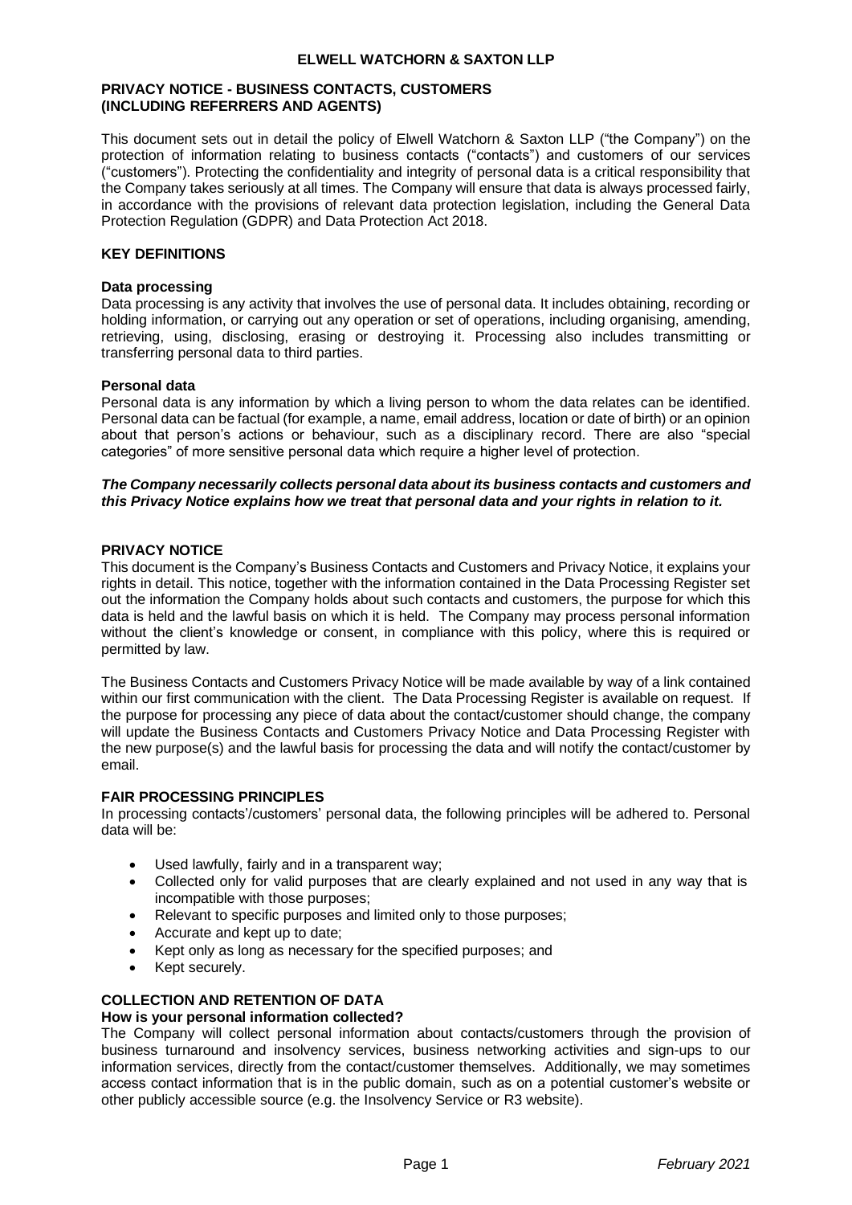# ELWELL WATCHORN & SAXTON LLP

## PRIVACY NOTICE - BUSINESS CONTACTS, CUSTOMERS (INCLUDING REFERRERS AND AGENTS)

This document sets out in detail the policy of Elwell Watchorn & Saxton LLP ("the Company") on the protection of information relating to business contacts ("contacts") and customers of our services ("customers"). Protecting the confidentiality and integrity of personal data is a critical responsibility that the Company takes seriously at all times. The Company will ensure that data is always processed fairly, in accordance with the provisions of relevant data protection legislation, including the General Data Protection Regulation (GDPR) and Data Protection Act 2018.

## KEY DEFINITIONS

### Data processing

Data processing is any activity that involves the use of personal data. It includes obtaining, recording or holding information, or carrying out any operation or set of operations, including organising, amending, retrieving, using, disclosing, erasing or destroying it. Processing also includes transmitting or transferring personal data to third parties.

### Personal data

Personal data is any information by which a living person to whom the data relates can be identified. Personal data can be factual (for example, a name, email address, location or date of birth) or an opinion about that person's actions or behaviour, such as a disciplinary record. There are also "special categories" of more sensitive personal data which require a higher level of protection.

***The Company necessarily collects personal data about its business contacts and customers and this Privacy Notice explains how we treat that personal data and your rights in relation to it.***

## PRIVACY NOTICE

This document is the Company's Business Contacts and Customers and Privacy Notice, it explains your rights in detail. This notice, together with the information contained in the Data Processing Register set out the information the Company holds about such contacts and customers, the purpose for which this data is held and the lawful basis on which it is held. The Company may process personal information without the client's knowledge or consent, in compliance with this policy, where this is required or permitted by law.

The Business Contacts and Customers Privacy Notice will be made available by way of a link contained within our first communication with the client. The Data Processing Register is available on request. If the purpose for processing any piece of data about the contact/customer should change, the company will update the Business Contacts and Customers Privacy Notice and Data Processing Register with the new purpose(s) and the lawful basis for processing the data and will notify the contact/customer by email.

## FAIR PROCESSING PRINCIPLES

In processing contacts'/customers' personal data, the following principles will be adhered to. Personal data will be:

- Used lawfully, fairly and in a transparent way;
- Collected only for valid purposes that are clearly explained and not used in any way that is incompatible with those purposes;
- Relevant to specific purposes and limited only to those purposes;
- Accurate and kept up to date;
- Kept only as long as necessary for the specified purposes; and
- Kept securely.

## COLLECTION AND RETENTION OF DATA

### How is your personal information collected?

The Company will collect personal information about contacts/customers through the provision of business turnaround and insolvency services, business networking activities and sign-ups to our information services, directly from the contact/customer themselves. Additionally, we may sometimes access contact information that is in the public domain, such as on a potential customer's website or other publicly accessible source (e.g. the Insolvency Service or R3 website).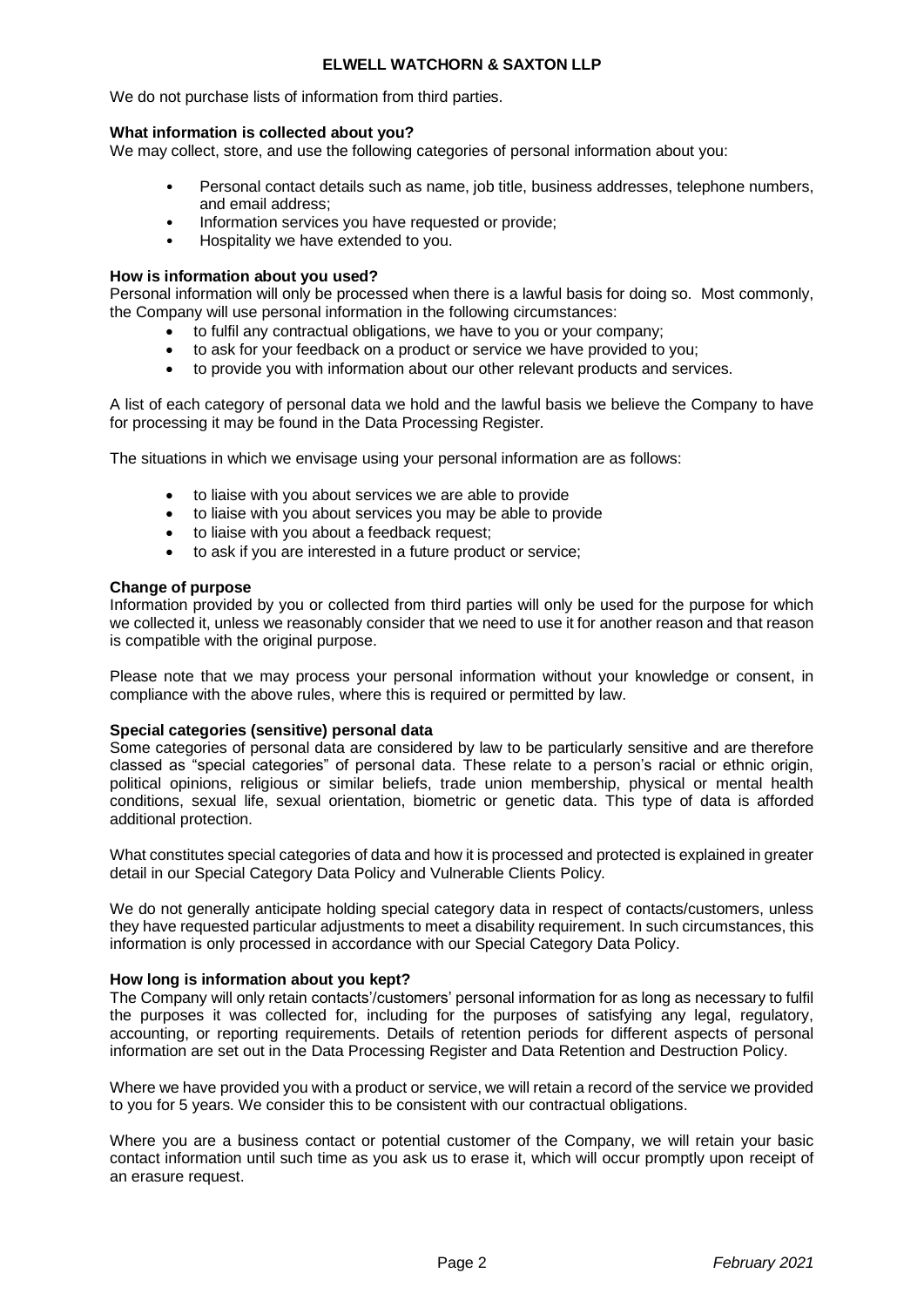We do not purchase lists of information from third parties.

**What information is collected about you?**

We may collect, store, and use the following categories of personal information about you:

- Personal contact details such as name, job title, business addresses, telephone numbers, and email address;
- Information services you have requested or provide;
- Hospitality we have extended to you.

**How is information about you used?**

Personal information will only be processed when there is a lawful basis for doing so. Most commonly, the Company will use personal information in the following circumstances:

- to fulfil any contractual obligations, we have to you or your company;
- to ask for your feedback on a product or service we have provided to you;
- to provide you with information about our other relevant products and services.

A list of each category of personal data we hold and the lawful basis we believe the Company to have for processing it may be found in the Data Processing Register.

The situations in which we envisage using your personal information are as follows:

- to liaise with you about services we are able to provide
- to liaise with you about services you may be able to provide
- to liaise with you about a feedback request;
- to ask if you are interested in a future product or service;

**Change of purpose**

Information provided by you or collected from third parties will only be used for the purpose for which we collected it, unless we reasonably consider that we need to use it for another reason and that reason is compatible with the original purpose.

Please note that we may process your personal information without your knowledge or consent, in compliance with the above rules, where this is required or permitted by law.

**Special categories (sensitive) personal data**

Some categories of personal data are considered by law to be particularly sensitive and are therefore classed as "special categories" of personal data. These relate to a person's racial or ethnic origin, political opinions, religious or similar beliefs, trade union membership, physical or mental health conditions, sexual life, sexual orientation, biometric or genetic data. This type of data is afforded additional protection.

What constitutes special categories of data and how it is processed and protected is explained in greater detail in our Special Category Data Policy and Vulnerable Clients Policy.

We do not generally anticipate holding special category data in respect of contacts/customers, unless they have requested particular adjustments to meet a disability requirement. In such circumstances, this information is only processed in accordance with our Special Category Data Policy.

**How long is information about you kept?**

The Company will only retain contacts'/customers' personal information for as long as necessary to fulfil the purposes it was collected for, including for the purposes of satisfying any legal, regulatory, accounting, or reporting requirements. Details of retention periods for different aspects of personal information are set out in the Data Processing Register and Data Retention and Destruction Policy.

Where we have provided you with a product or service, we will retain a record of the service we provided to you for 5 years. We consider this to be consistent with our contractual obligations.

Where you are a business contact or potential customer of the Company, we will retain your basic contact information until such time as you ask us to erase it, which will occur promptly upon receipt of an erasure request.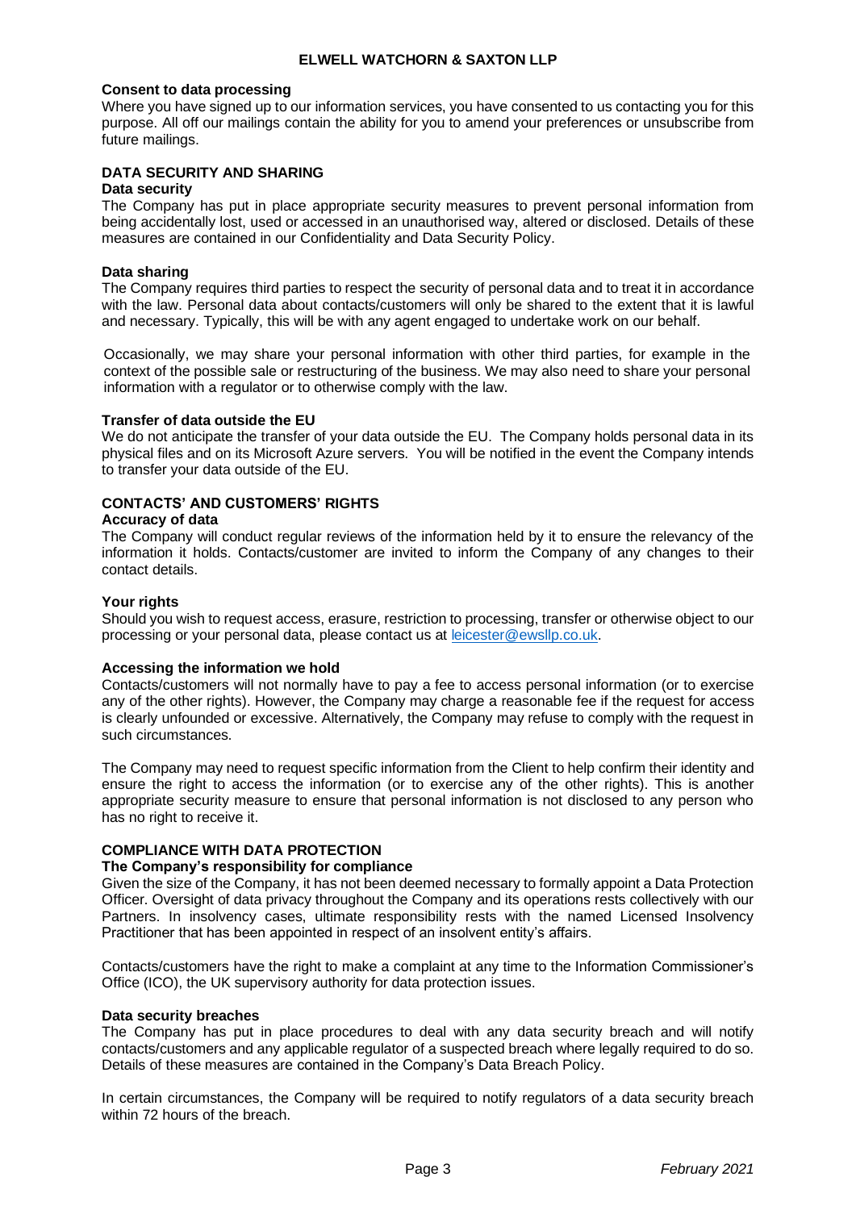### Consent to data processing

Where you have signed up to our information services, you have consented to us contacting you for this purpose. All off our mailings contain the ability for you to amend your preferences or unsubscribe from future mailings.

## DATA SECURITY AND SHARING

### Data security

The Company has put in place appropriate security measures to prevent personal information from being accidentally lost, used or accessed in an unauthorised way, altered or disclosed. Details of these measures are contained in our Confidentiality and Data Security Policy.

### Data sharing

The Company requires third parties to respect the security of personal data and to treat it in accordance with the law. Personal data about contacts/customers will only be shared to the extent that it is lawful and necessary. Typically, this will be with any agent engaged to undertake work on our behalf.

Occasionally, we may share your personal information with other third parties, for example in the context of the possible sale or restructuring of the business. We may also need to share your personal information with a regulator or to otherwise comply with the law.

### Transfer of data outside the EU

We do not anticipate the transfer of your data outside the EU. The Company holds personal data in its physical files and on its Microsoft Azure servers. You will be notified in the event the Company intends to transfer your data outside of the EU.

## CONTACTS' AND CUSTOMERS' RIGHTS

### Accuracy of data

The Company will conduct regular reviews of the information held by it to ensure the relevancy of the information it holds. Contacts/customer are invited to inform the Company of any changes to their contact details.

### Your rights

Should you wish to request access, erasure, restriction to processing, transfer or otherwise object to our processing or your personal data, please contact us at [leicester@ewsllp.co.uk](mailto:leicester@ewsllp.co.uk).

### Accessing the information we hold

Contacts/customers will not normally have to pay a fee to access personal information (or to exercise any of the other rights). However, the Company may charge a reasonable fee if the request for access is clearly unfounded or excessive. Alternatively, the Company may refuse to comply with the request in such circumstances.

The Company may need to request specific information from the Client to help confirm their identity and ensure the right to access the information (or to exercise any of the other rights). This is another appropriate security measure to ensure that personal information is not disclosed to any person who has no right to receive it.

## COMPLIANCE WITH DATA PROTECTION

### The Company's responsibility for compliance

Given the size of the Company, it has not been deemed necessary to formally appoint a Data Protection Officer. Oversight of data privacy throughout the Company and its operations rests collectively with our Partners. In insolvency cases, ultimate responsibility rests with the named Licensed Insolvency Practitioner that has been appointed in respect of an insolvent entity's affairs.

Contacts/customers have the right to make a complaint at any time to the Information Commissioner's Office (ICO), the UK supervisory authority for data protection issues.

### Data security breaches

The Company has put in place procedures to deal with any data security breach and will notify contacts/customers and any applicable regulator of a suspected breach where legally required to do so. Details of these measures are contained in the Company's Data Breach Policy.

In certain circumstances, the Company will be required to notify regulators of a data security breach within 72 hours of the breach.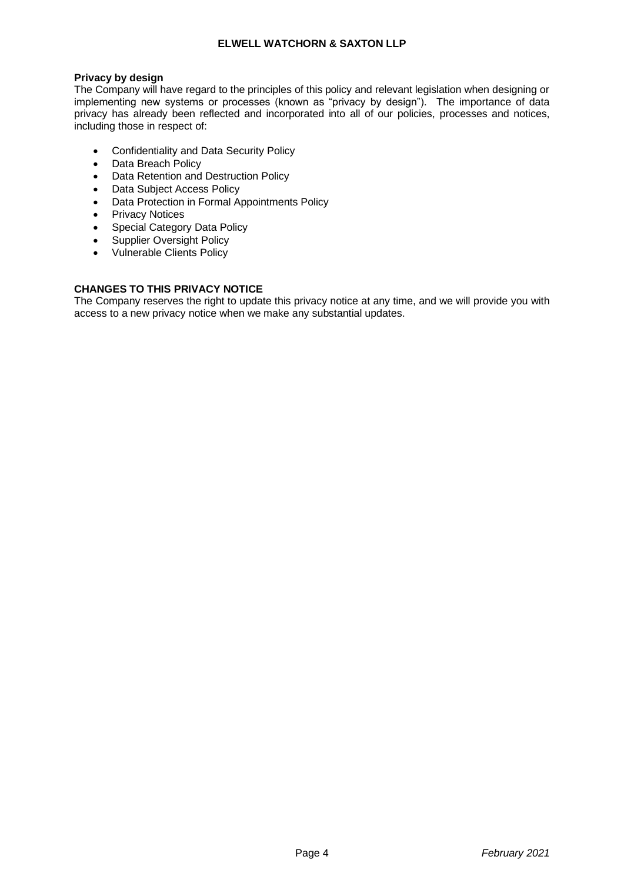**Privacy by design**

The Company will have regard to the principles of this policy and relevant legislation when designing or implementing new systems or processes (known as "privacy by design"). The importance of data privacy has already been reflected and incorporated into all of our policies, processes and notices, including those in respect of:

- Confidentiality and Data Security Policy
- Data Breach Policy
- Data Retention and Destruction Policy
- Data Subject Access Policy
- Data Protection in Formal Appointments Policy
- Privacy Notices
- Special Category Data Policy
- Supplier Oversight Policy
- Vulnerable Clients Policy

## CHANGES TO THIS PRIVACY NOTICE

The Company reserves the right to update this privacy notice at any time, and we will provide you with access to a new privacy notice when we make any substantial updates.